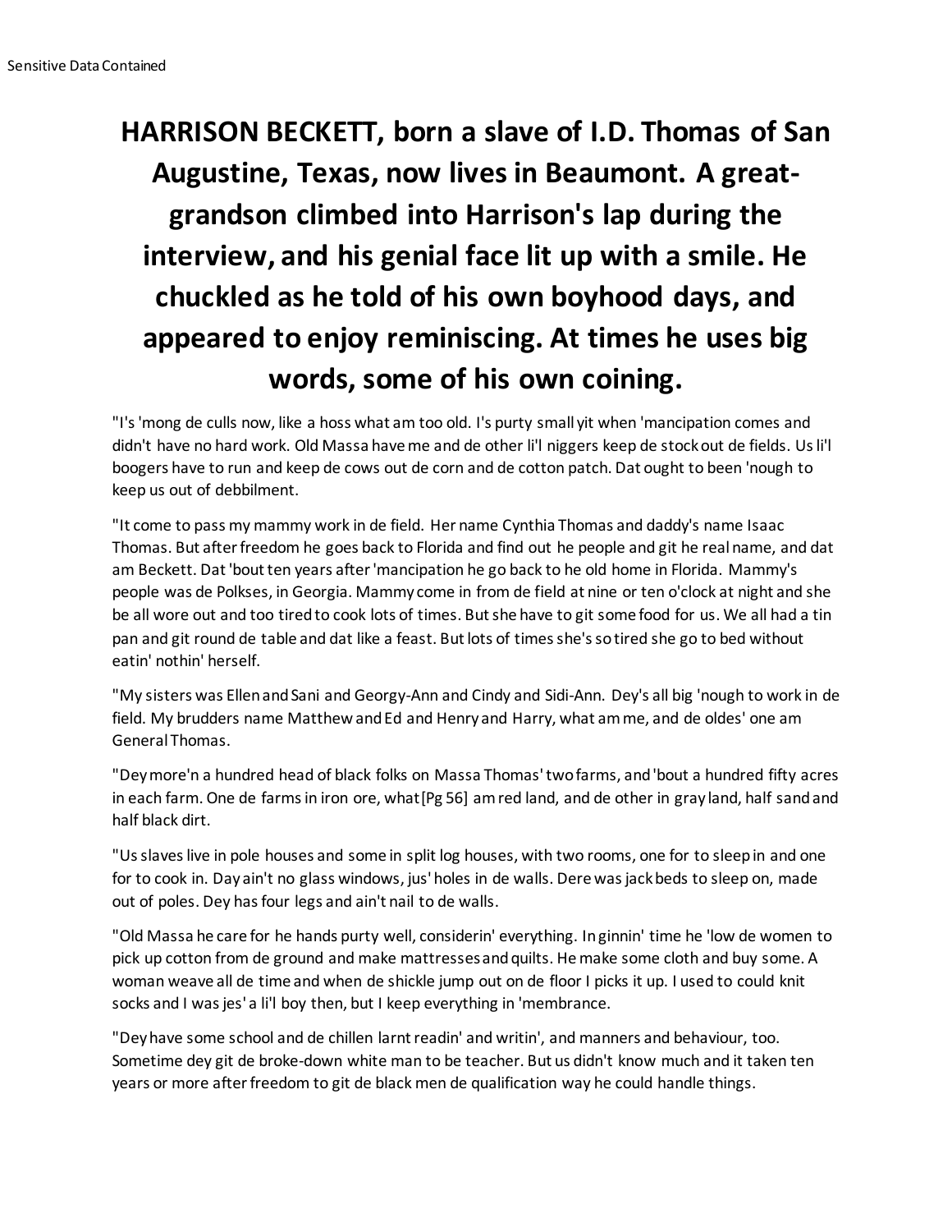# HARRISON BECKETT, born a slave of I.D. Thomas of San Augustine, Texas, now lives in Beaumont. A great-grandson climbed into Harrison's lap during the interview, and his genial face lit up with a smile. He chuckled as he told of his own boyhood days, and appeared to enjoy reminiscing. At times he uses big words, some of his own coining.

"I's 'mong de culls now, like a hoss what am too old. I's purty small yit when 'mancipation comes and didn't have no hard work. Old Massa have me and de other li'l niggers keep de stock out de fields. Us li'l boogers have to run and keep de cows out de corn and de cotton patch. Dat ought to been 'nough to keep us out of debbilment.

"It come to pass my mammy work in de field. Her name Cynthia Thomas and daddy's name Isaac Thomas. But after freedom he goes back to Florida and find out he people and git he real name, and dat am Beckett. Dat 'bout ten years after 'mancipation he go back to he old home in Florida. Mammy's people was de Polkses, in Georgia. Mammy come in from de field at nine or ten o'clock at night and she be all wore out and too tired to cook lots of times. But she have to git some food for us. We all had a tin pan and git round de table and dat like a feast. But lots of times she's so tired she go to bed without eatin' nothin' herself.

"My sisters was Ellen and Sani and Georgy-Ann and Cindy and Sidi-Ann. Dey's all big 'nough to work in de field. My brudders name Matthew and Ed and Henry and Harry, what am me, and de oldes' one am General Thomas.

"Dey more'n a hundred head of black folks on Massa Thomas' two farms, and 'bout a hundred fifty acres in each farm. One de farms in iron ore, what [Pg 56] am red land, and de other in gray land, half sand and half black dirt.

"Us slaves live in pole houses and some in split log houses, with two rooms, one for to sleep in and one for to cook in. Day ain't no glass windows, jus' holes in de walls. Dere was jack beds to sleep on, made out of poles. Dey has four legs and ain't nail to de walls.

"Old Massa he care for he hands purty well, considerin' everything. In ginnin' time he 'low de women to pick up cotton from de ground and make mattresses and quilts. He make some cloth and buy some. A woman weave all de time and when de shickle jump out on de floor I picks it up. I used to could knit socks and I was jes' a li'l boy then, but I keep everything in 'membrance.

"Dey have some school and de chillen larnt readin' and writin', and manners and behaviour, too. Sometime dey git de broke-down white man to be teacher. But us didn't know much and it taken ten years or more after freedom to git de black men de qualification way he could handle things.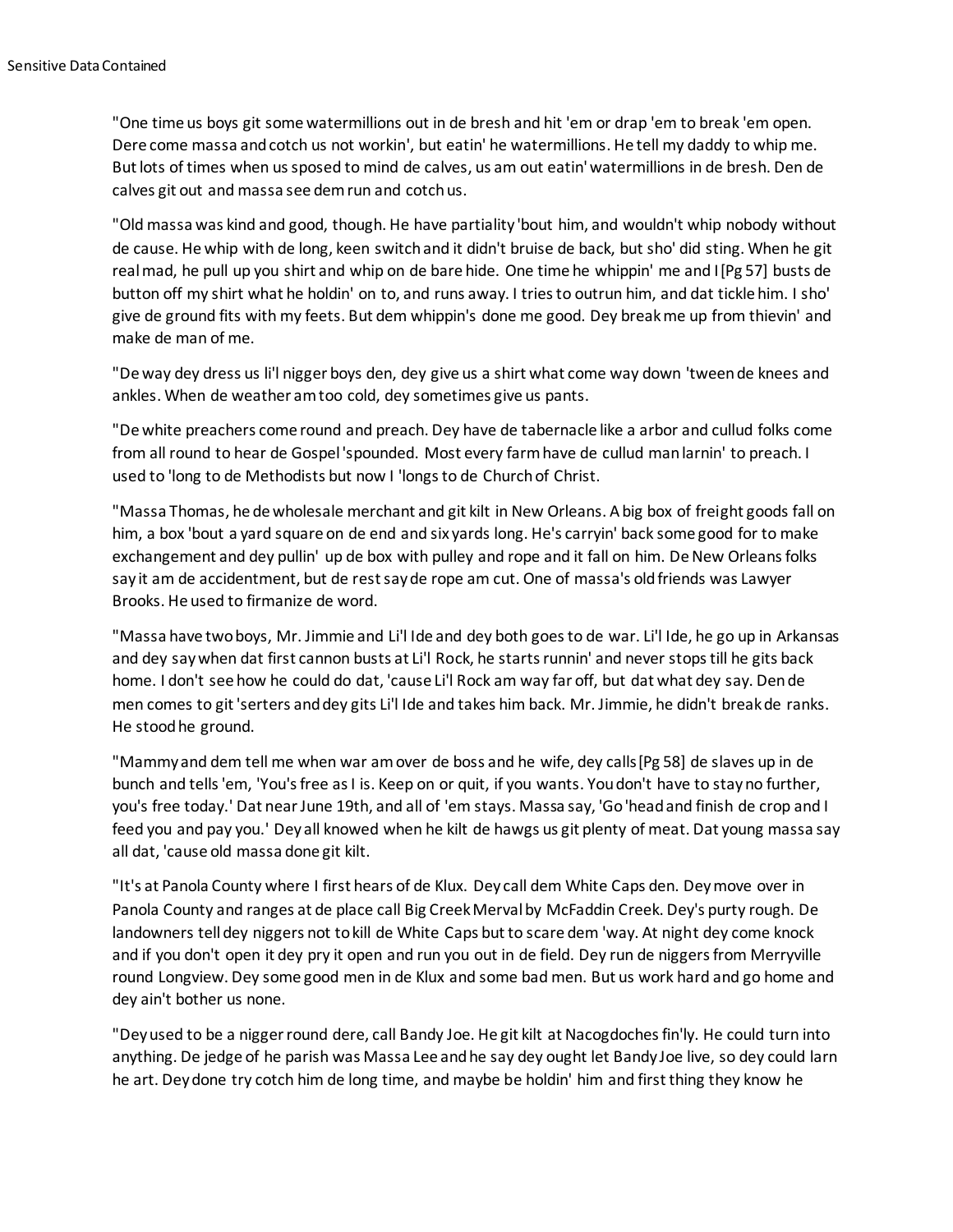"One time us boys git some watermillions out in de bresh and hit 'em or drap 'em to break 'em open. Dere come massa and cotch us not workin', but eatin' he watermillions. He tell my daddy to whip me. But lots of times when us sposed to mind de calves, us am out eatin' watermillions in de bresh. Den de calves git out and massa see dem run and cotch us.

"Old massa was kind and good, though. He have partiality 'bout him, and wouldn't whip nobody without de cause. He whip with de long, keen switch and it didn't bruise de back, but sho' did sting. When he git real mad, he pull up you shirt and whip on de bare hide. One time he whippin' me and I [Pg 57] busts de button off my shirt what he holdin' on to, and runs away. I tries to outrun him, and dat tickle him. I sho' give de ground fits with my feets. But dem whippin's done me good. Dey break me up from thievin' and make de man of me.

"De way dey dress us li'l nigger boys den, dey give us a shirt what come way down 'tween de knees and ankles. When de weather am too cold, dey sometimes give us pants.

"De white preachers come round and preach. Dey have de tabernacle like a arbor and cullud folks come from all round to hear de Gospel 'spounded. Most every farm have de cullud man larnin' to preach. I used to 'long to de Methodists but now I 'longs to de Church of Christ.

"Massa Thomas, he de wholesale merchant and git kilt in New Orleans. A big box of freight goods fall on him, a box 'bout a yard square on de end and six yards long. He's carryin' back some good for to make exchangement and dey pullin' up de box with pulley and rope and it fall on him. De New Orleans folks say it am de accidentment, but de rest say de rope am cut. One of massa's old friends was Lawyer Brooks. He used to firmanize de word.

"Massa have two boys, Mr. Jimmie and Li'l Ide and dey both goes to de war. Li'l Ide, he go up in Arkansas and dey say when dat first cannon busts at Li'l Rock, he starts runnin' and never stops till he gits back home. I don't see how he could do dat, 'cause Li'l Rock am way far off, but dat what dey say. Den de men comes to git 'serters and dey gits Li'l Ide and takes him back. Mr. Jimmie, he didn't break de ranks. He stood he ground.

"Mammy and dem tell me when war am over de boss and he wife, dey calls [Pg 58] de slaves up in de bunch and tells 'em, 'You's free as I is. Keep on or quit, if you wants. You don't have to stay no further, you's free today.' Dat near June 19th, and all of 'em stays. Massa say, 'Go 'head and finish de crop and I feed you and pay you.' Dey all knowed when he kilt de hawgs us git plenty of meat. Dat young massa say all dat, 'cause old massa done git kilt.

"It's at Panola County where I first hears of de Klux. Dey call dem White Caps den. Dey move over in Panola County and ranges at de place call Big Creek Merval by McFaddin Creek. Dey's purty rough. De landowners tell dey niggers not to kill de White Caps but to scare dem 'way. At night dey come knock and if you don't open it dey pry it open and run you out in de field. Dey run de niggers from Merryville round Longview. Dey some good men in de Klux and some bad men. But us work hard and go home and dey ain't bother us none.

"Dey used to be a nigger round dere, call Bandy Joe. He git kilt at Nacogdoches fin'ly. He could turn into anything. De jedge of he parish was Massa Lee and he say dey ought let Bandy Joe live, so dey could larn he art. Dey done try cotch him de long time, and maybe be holdin' him and first thing they know he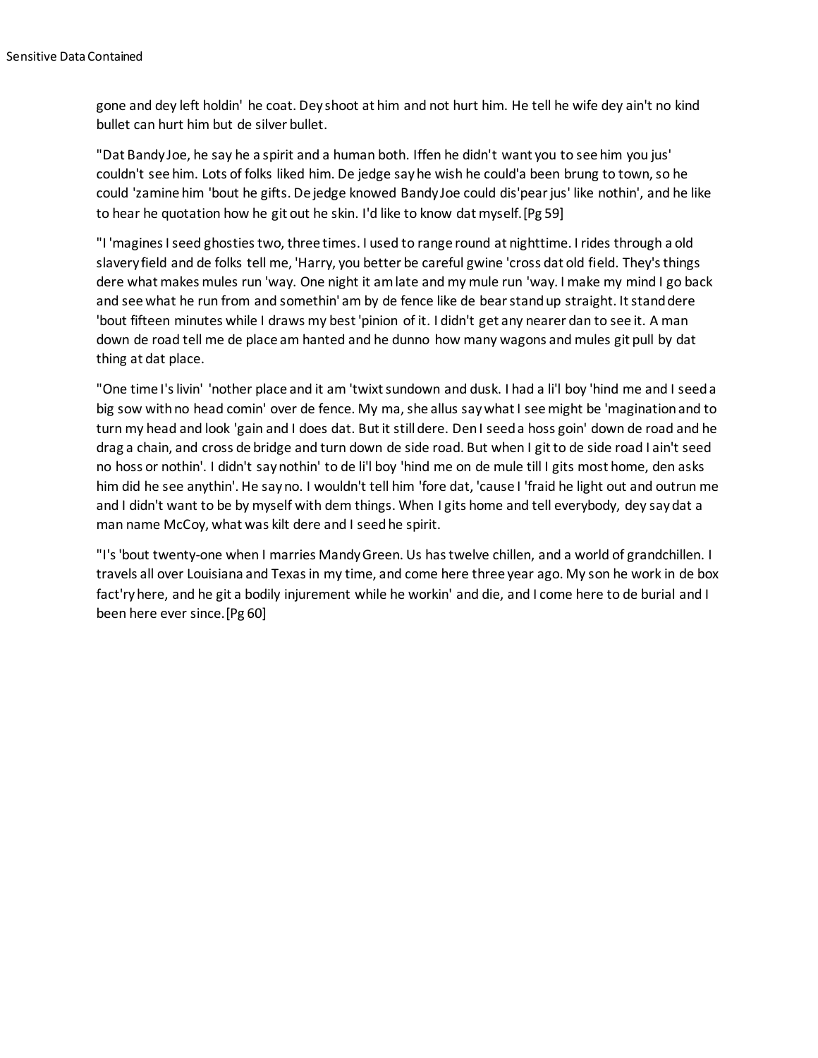gone and dey left holdin' he coat. Dey shoot at him and not hurt him. He tell he wife dey ain't no kind bullet can hurt him but de silver bullet.

"Dat Bandy Joe, he say he a spirit and a human both. Iffen he didn't want you to see him you jus' couldn't see him. Lots of folks liked him. De jedge say he wish he could'a been brung to town, so he could 'zamine him 'bout he gifts. De jedge knowed Bandy Joe could dis'pear jus' like nothin', and he like to hear he quotation how he git out he skin. I'd like to know dat myself. [Pg 59]

"I 'magines I seed ghosties two, three times. I used to range round at nighttime. I rides through a old slavery field and de folks tell me, 'Harry, you better be careful gwine 'cross dat old field. They's things dere what makes mules run 'way. One night it am late and my mule run 'way. I make my mind I go back and see what he run from and somethin' am by de fence like de bear stand up straight. It stand dere 'bout fifteen minutes while I draws my best 'pinion of it. I didn't get any nearer dan to see it. A man down de road tell me de place am hanted and he dunno how many wagons and mules git pull by dat thing at dat place.

"One time I's livin' 'nother place and it am 'twixt sundown and dusk. I had a li'l boy 'hind me and I seed a big sow with no head comin' over de fence. My ma, she allus say what I see might be 'magination and to turn my head and look 'gain and I does dat. But it still dere. Den I seed a hoss goin' down de road and he drag a chain, and cross de bridge and turn down de side road. But when I git to de side road I ain't seed no hoss or nothin'. I didn't say nothin' to de li'l boy 'hind me on de mule till I gits most home, den asks him did he see anythin'. He say no. I wouldn't tell him 'fore dat, 'cause I 'fraid he light out and outrun me and I didn't want to be by myself with dem things. When I gits home and tell everybody, dey say dat a man name McCoy, what was kilt dere and I seed he spirit.

"I's 'bout twenty-one when I marries Mandy Green. Us has twelve chillen, and a world of grandchillen. I travels all over Louisiana and Texas in my time, and come here three year ago. My son he work in de box fact'ry here, and he git a bodily injurement while he workin' and die, and I come here to de burial and I been here ever since. [Pg 60]